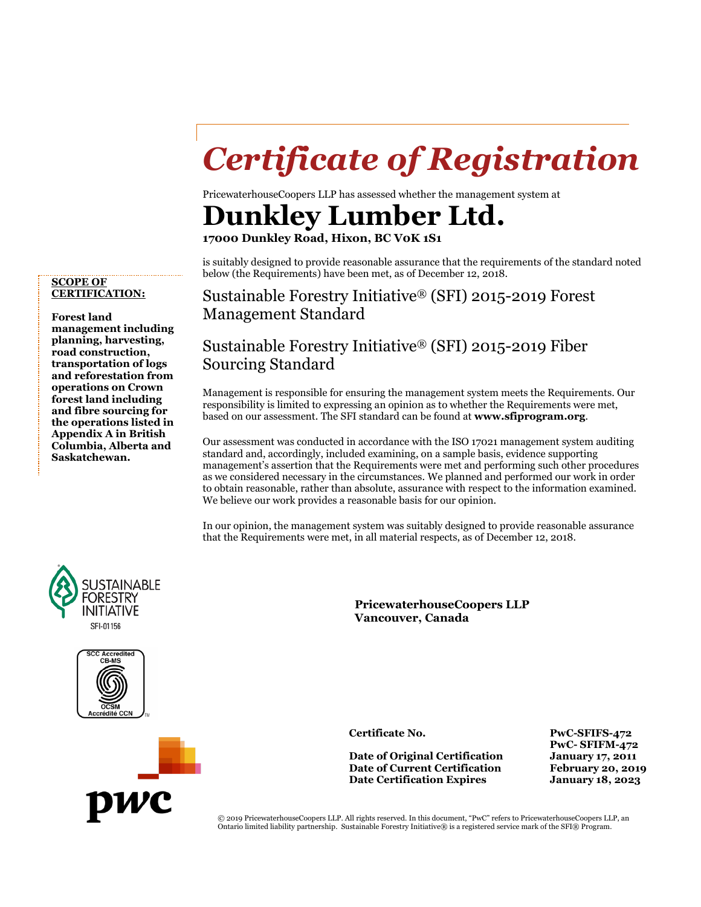# *Certificate of Registration*

PricewaterhouseCoopers LLP has assessed whether the management system at

# Dunkley Lumber Ltd.

**17000 Dunkley Road, Hixon, BC V0K 1S1**

is suitably designed to provide reasonable assurance that the requirements of the standard noted below (the Requirements) have been met, as of December 12, 2018.

## Sustainable Forestry Initiative® (SFI) 2015-2019 Forest Management Standard

## Sustainable Forestry Initiative® (SFI) 2015-2019 Fiber Sourcing Standard

Management is responsible for ensuring the management system meets the Requirements. Our responsibility is limited to expressing an opinion as to whether the Requirements were met, based on our assessment. The SFI standard can be found at **www.sfiprogram.org**.

Our assessment was conducted in accordance with the ISO 17021 management system auditing standard and, accordingly, included examining, on a sample basis, evidence supporting management's assertion that the Requirements were met and performing such other procedures as we considered necessary in the circumstances. We planned and performed our work in order to obtain reasonable, rather than absolute, assurance with respect to the information examined. We believe our work provides a reasonable basis for our opinion.

In our opinion, the management system was suitably designed to provide reasonable assurance that the Requirements were met, in all material respects, as of December 12, 2018.

**SCOPE OF CERTIFICATION:**

**Forest land management including planning, harvesting, road construction, transportation of logs and reforestation from operations on Crown forest land including and fibre sourcing for the operations listed in Appendix A in British Columbia, Alberta and Saskatchewan.**

SUSTAINABLE FORESTRY INITIATIVE
SFI-01156

SCC Accredited CB-MS
OCSM Accrédité CCN

**PricewaterhouseCoopers LLP**
**Vancouver, Canada**

| | |
|---|---|
| **Certificate No.** | **PwC-SFIFS-472** **PwC- SFIFM-472** |
| **Date of Original Certification** | **January 17, 2011** |
| **Date of Current Certification** | **February 20, 2019** |
| **Date Certification Expires** | **January 18, 2023** |

© 2019 PricewaterhouseCoopers LLP. All rights reserved. In this document, "PwC" refers to PricewaterhouseCoopers LLP, an Ontario limited liability partnership. Sustainable Forestry Initiative® is a registered service mark of the SFI® Program.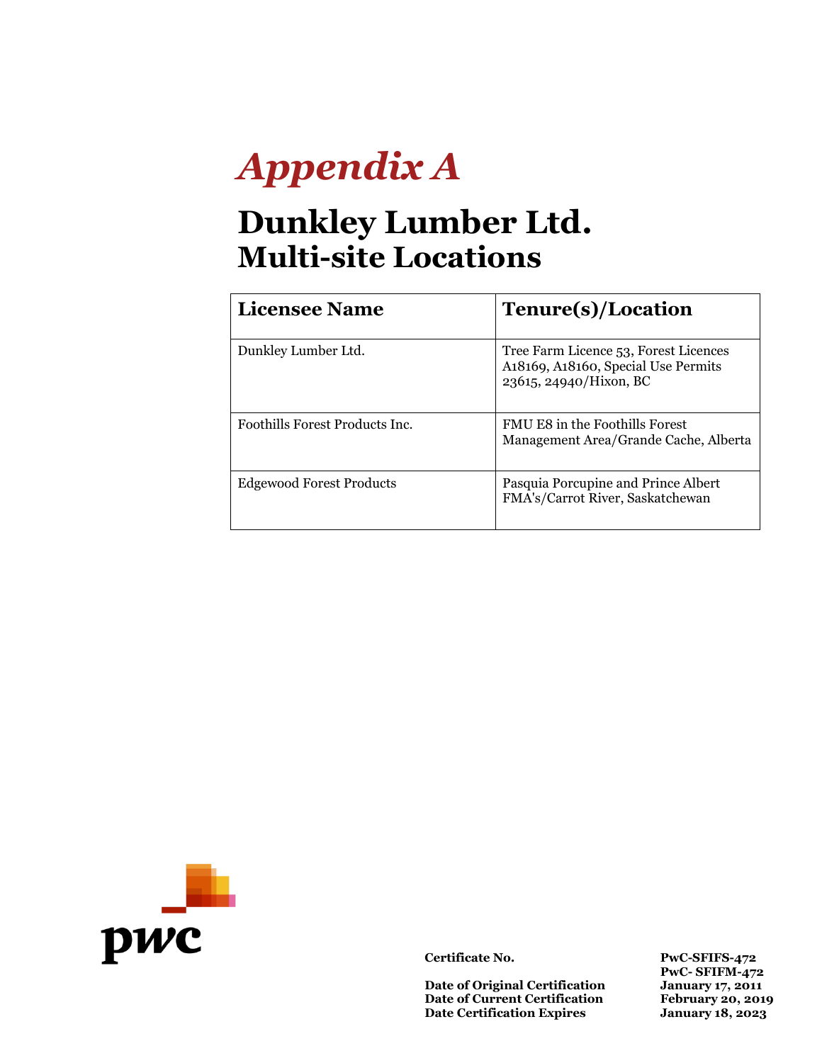# *Appendix A*

## Dunkley Lumber Ltd.
## Multi-site Locations

| Licensee Name | Tenure(s)/Location |
|---|---|
| Dunkley Lumber Ltd. | Tree Farm Licence 53, Forest Licences A18169, A18160, Special Use Permits 23615, 24940/Hixon, BC |
| Foothills Forest Products Inc. | FMU E8 in the Foothills Forest Management Area/Grande Cache, Alberta |
| Edgewood Forest Products | Pasquia Porcupine and Prince Albert FMA's/Carrot River, Saskatchewan |

| | |
|---|---|
| **Certificate No.** | **PwC-SFIFS-472**<br>**PwC- SFIFM-472** |
| **Date of Original Certification** | **January 17, 2011** |
| **Date of Current Certification** | **February 20, 2019** |
| **Date Certification Expires** | **January 18, 2023** |